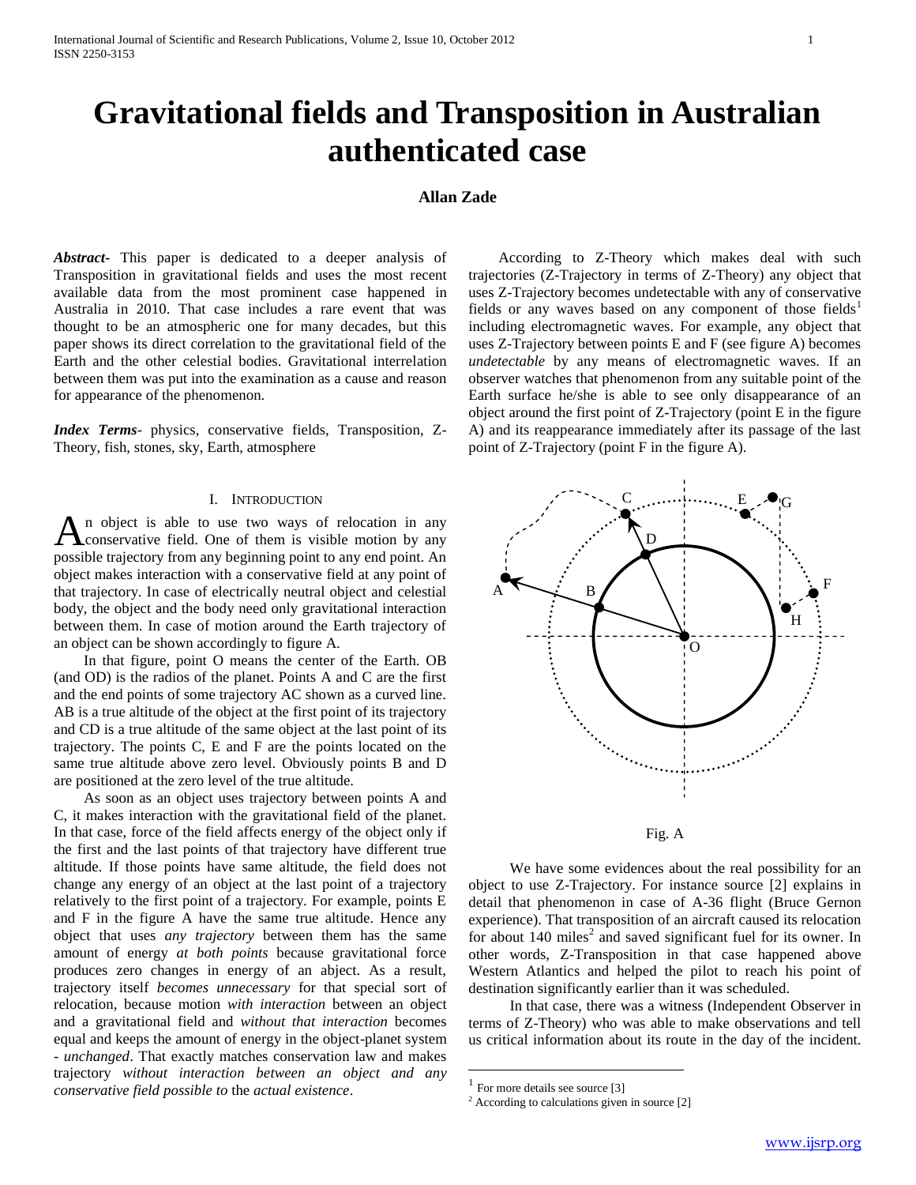# Gravitational fields and Transposition in Australian authenticated case

**Allan Zade**

***Abstract***- This paper is dedicated to a deeper analysis of Transposition in gravitational fields and uses the most recent available data from the most prominent case happened in Australia in 2010. That case includes a rare event that was thought to be an atmospheric one for many decades, but this paper shows its direct correlation to the gravitational field of the Earth and the other celestial bodies. Gravitational interrelation between them was put into the examination as a cause and reason for appearance of the phenomenon.

***Index Terms***- physics, conservative fields, Transposition, Z-Theory, fish, stones, sky, Earth, atmosphere

## I. Introduction

An object is able to use two ways of relocation in any conservative field. One of them is visible motion by any possible trajectory from any beginning point to any end point. An object makes interaction with a conservative field at any point of that trajectory. In case of electrically neutral object and celestial body, the object and the body need only gravitational interaction between them. In case of motion around the Earth trajectory of an object can be shown accordingly to figure A.

In that figure, point O means the center of the Earth. OB (and OD) is the radios of the planet. Points A and C are the first and the end points of some trajectory AC shown as a curved line. AB is a true altitude of the object at the first point of its trajectory and CD is a true altitude of the same object at the last point of its trajectory. The points C, E and F are the points located on the same true altitude above zero level. Obviously points B and D are positioned at the zero level of the true altitude.

As soon as an object uses trajectory between points A and C, it makes interaction with the gravitational field of the planet. In that case, force of the field affects energy of the object only if the first and the last points of that trajectory have different true altitude. If those points have same altitude, the field does not change any energy of an object at the last point of a trajectory relatively to the first point of a trajectory. For example, points E and F in the figure A have the same true altitude. Hence any object that uses *any trajectory* between them has the same amount of energy *at both points* because gravitational force produces zero changes in energy of an abject. As a result, trajectory itself *becomes unnecessary* for that special sort of relocation, because motion *with interaction* between an object and a gravitational field and *without that interaction* becomes equal and keeps the amount of energy in the object-planet system - *unchanged*. That exactly matches conservation law and makes trajectory *without interaction between an object and any conservative field possible to* the *actual existence*.

According to Z-Theory which makes deal with such trajectories (Z-Trajectory in terms of Z-Theory) any object that uses Z-Trajectory becomes undetectable with any of conservative fields or any waves based on any component of those fields[1] including electromagnetic waves. For example, any object that uses Z-Trajectory between points E and F (see figure A) becomes *undetectable* by any means of electromagnetic waves. If an observer watches that phenomenon from any suitable point of the Earth surface he/she is able to see only disappearance of an object around the first point of Z-Trajectory (point E in the figure A) and its reappearance immediately after its passage of the last point of Z-Trajectory (point F in the figure A).

C
E
G
D
A
B
F
H
O

Fig. A

We have some evidences about the real possibility for an object to use Z-Trajectory. For instance source [2] explains in detail that phenomenon in case of A-36 flight (Bruce Gernon experience). That transposition of an aircraft caused its relocation for about 140 miles[2] and saved significant fuel for its owner. In other words, Z-Transposition in that case happened above Western Atlantics and helped the pilot to reach his point of destination significantly earlier than it was scheduled.

In that case, there was a witness (Independent Observer in terms of Z-Theory) who was able to make observations and tell us critical information about its route in the day of the incident.

[1] For more details see source [3]

[2] According to calculations given in source [2]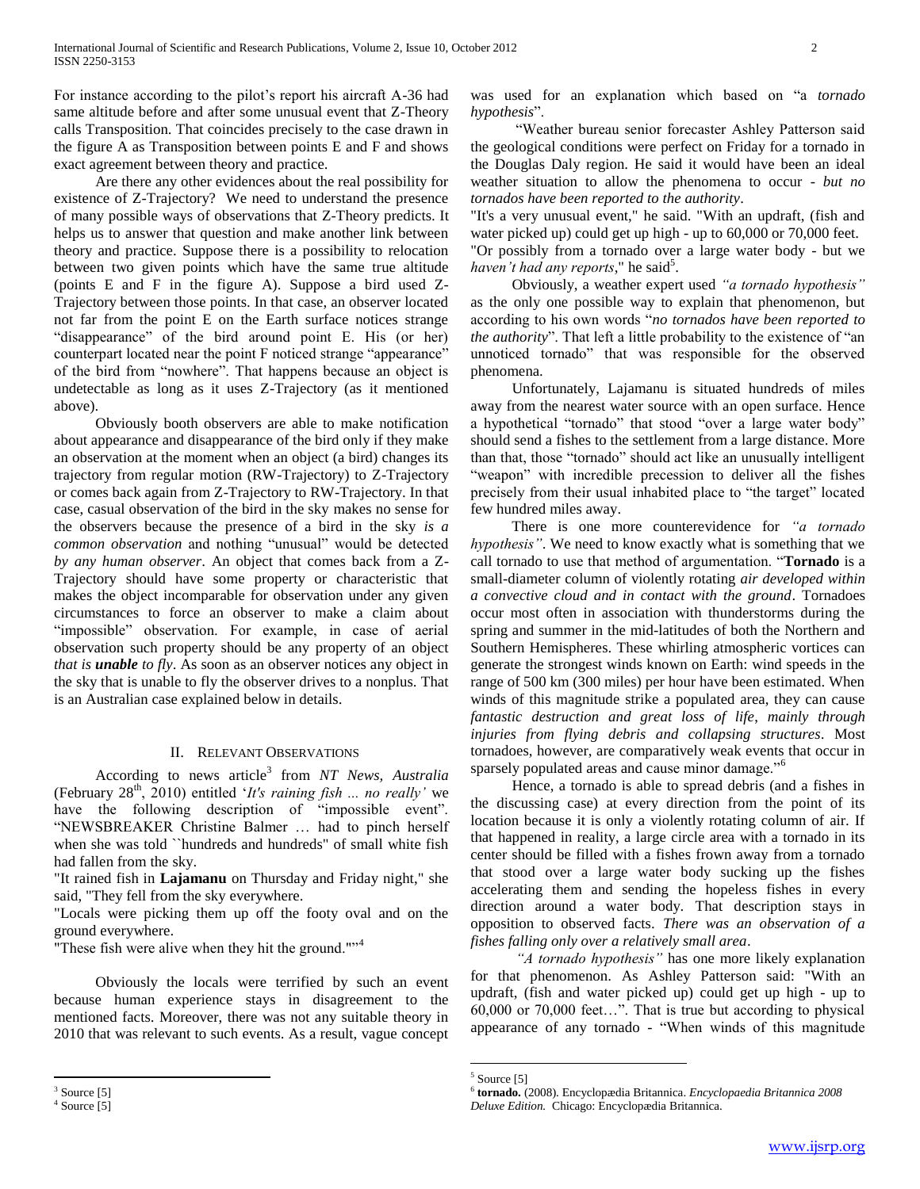For instance according to the pilot's report his aircraft A-36 had same altitude before and after some unusual event that Z-Theory calls Transposition. That coincides precisely to the case drawn in the figure A as Transposition between points E and F and shows exact agreement between theory and practice.

Are there any other evidences about the real possibility for existence of Z-Trajectory? We need to understand the presence of many possible ways of observations that Z-Theory predicts. It helps us to answer that question and make another link between theory and practice. Suppose there is a possibility to relocation between two given points which have the same true altitude (points E and F in the figure A). Suppose a bird used Z-Trajectory between those points. In that case, an observer located not far from the point E on the Earth surface notices strange "disappearance" of the bird around point E. His (or her) counterpart located near the point F noticed strange "appearance" of the bird from "nowhere". That happens because an object is undetectable as long as it uses Z-Trajectory (as it mentioned above).

Obviously booth observers are able to make notification about appearance and disappearance of the bird only if they make an observation at the moment when an object (a bird) changes its trajectory from regular motion (RW-Trajectory) to Z-Trajectory or comes back again from Z-Trajectory to RW-Trajectory. In that case, casual observation of the bird in the sky makes no sense for the observers because the presence of a bird in the sky *is a common observation* and nothing "unusual" would be detected *by any human observer*. An object that comes back from a Z-Trajectory should have some property or characteristic that makes the object incomparable for observation under any given circumstances to force an observer to make a claim about "impossible" observation. For example, in case of aerial observation such property should be any property of an object *that is **unable** to fly*. As soon as an observer notices any object in the sky that is unable to fly the observer drives to a nonplus. That is an Australian case explained below in details.

## II. Relevant Observations

According to news article[3] from *NT News, Australia* (February 28th, 2010) entitled '*It's raining fish ... no really'* we have the following description of "impossible event". "NEWSBREAKER Christine Balmer … had to pinch herself when she was told ``hundreds and hundreds" of small white fish had fallen from the sky.

"It rained fish in **Lajamanu** on Thursday and Friday night," she said, "They fell from the sky everywhere.

"Locals were picking them up off the footy oval and on the ground everywhere.

"These fish were alive when they hit the ground."'"[4]

Obviously the locals were terrified by such an event because human experience stays in disagreement to the mentioned facts. Moreover, there was not any suitable theory in 2010 that was relevant to such events. As a result, vague concept was used for an explanation which based on "a *tornado hypothesis*".

"Weather bureau senior forecaster Ashley Patterson said the geological conditions were perfect on Friday for a tornado in the Douglas Daly region. He said it would have been an ideal weather situation to allow the phenomena to occur - *but no tornados have been reported to the authority*.

"It's a very unusual event," he said. "With an updraft, (fish and water picked up) could get up high - up to 60,000 or 70,000 feet.

"Or possibly from a tornado over a large water body - but we *haven't had any reports*," he said[5].

Obviously, a weather expert used *"a tornado hypothesis"* as the only one possible way to explain that phenomenon, but according to his own words "*no tornados have been reported to the authority*". That left a little probability to the existence of "an unnoticed tornado" that was responsible for the observed phenomena.

Unfortunately, Lajamanu is situated hundreds of miles away from the nearest water source with an open surface. Hence a hypothetical "tornado" that stood "over a large water body" should send a fishes to the settlement from a large distance. More than that, those "tornado" should act like an unusually intelligent "weapon" with incredible precession to deliver all the fishes precisely from their usual inhabited place to "the target" located few hundred miles away.

There is one more counterevidence for *"a tornado hypothesis"*. We need to know exactly what is something that we call tornado to use that method of argumentation. "**Tornado** is a small-diameter column of violently rotating *air developed within a convective cloud and in contact with the ground*. Tornadoes occur most often in association with thunderstorms during the spring and summer in the mid-latitudes of both the Northern and Southern Hemispheres. These whirling atmospheric vortices can generate the strongest winds known on Earth: wind speeds in the range of 500 km (300 miles) per hour have been estimated. When winds of this magnitude strike a populated area, they can cause *fantastic destruction and great loss of life, mainly through injuries from flying debris and collapsing structures*. Most tornadoes, however, are comparatively weak events that occur in sparsely populated areas and cause minor damage."[6]

Hence, a tornado is able to spread debris (and a fishes in the discussing case) at every direction from the point of its location because it is only a violently rotating column of air. If that happened in reality, a large circle area with a tornado in its center should be filled with a fishes frown away from a tornado that stood over a large water body sucking up the fishes accelerating them and sending the hopeless fishes in every direction around a water body. That description stays in opposition to observed facts. *There was an observation of a fishes falling only over a relatively small area*.

*"A tornado hypothesis"* has one more likely explanation for that phenomenon. As Ashley Patterson said: "With an updraft, (fish and water picked up) could get up high - up to 60,000 or 70,000 feet…". That is true but according to physical appearance of any tornado - "When winds of this magnitude

---

[3] Source [5]

[4] Source [5]

[5] Source [5]

[6] **tornado.** (2008). Encyclopædia Britannica. *Encyclopaedia Britannica 2008 Deluxe Edition.* Chicago: Encyclopædia Britannica.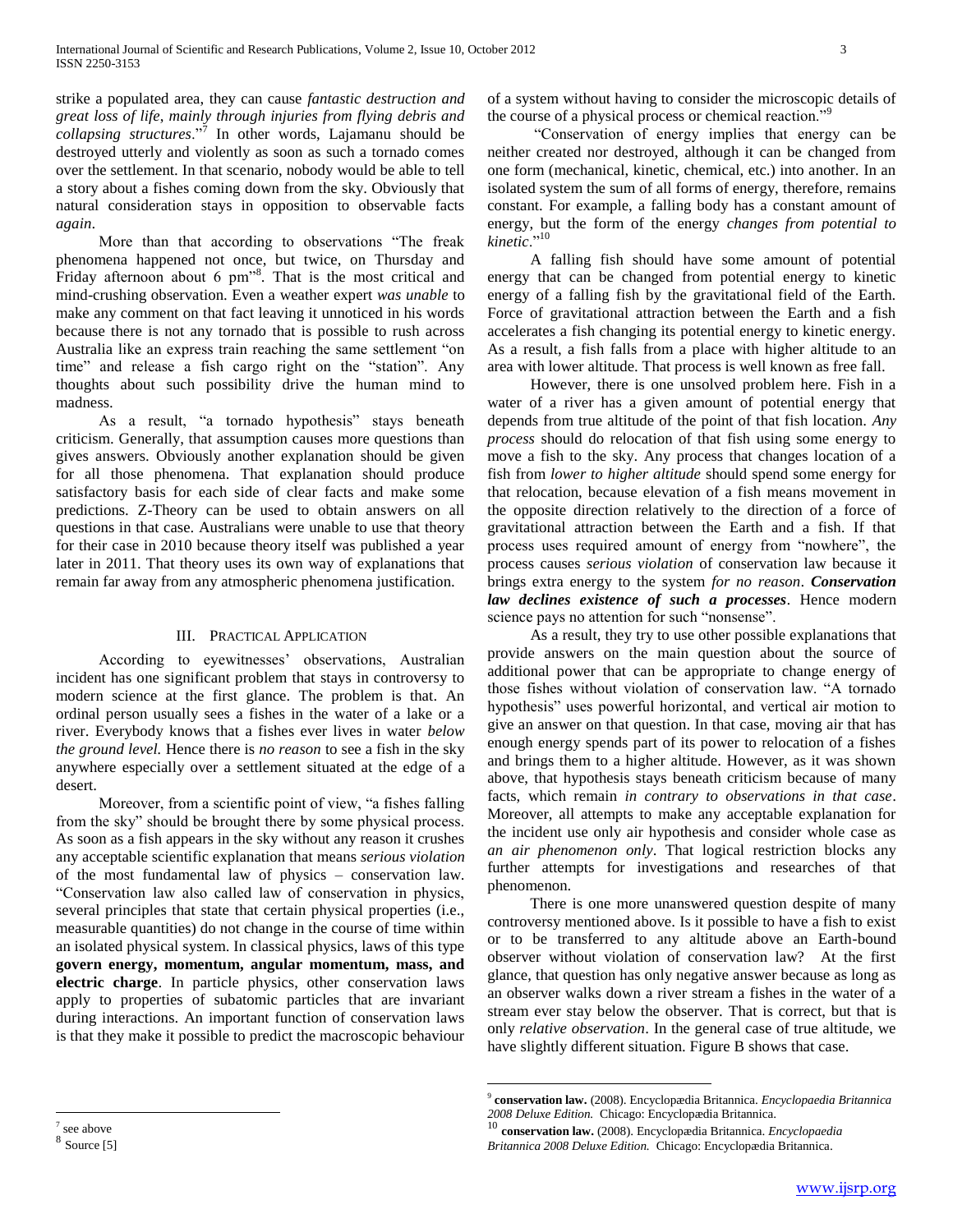strike a populated area, they can cause *fantastic destruction and great loss of life, mainly through injuries from flying debris and collapsing structures*."[7] In other words, Lajamanu should be destroyed utterly and violently as soon as such a tornado comes over the settlement. In that scenario, nobody would be able to tell a story about a fishes coming down from the sky. Obviously that natural consideration stays in opposition to observable facts *again*.

More than that according to observations "The freak phenomena happened not once, but twice, on Thursday and Friday afternoon about 6 pm"[8]. That is the most critical and mind-crushing observation. Even a weather expert *was unable* to make any comment on that fact leaving it unnoticed in his words because there is not any tornado that is possible to rush across Australia like an express train reaching the same settlement "on time" and release a fish cargo right on the "station". Any thoughts about such possibility drive the human mind to madness.

As a result, "a tornado hypothesis" stays beneath criticism. Generally, that assumption causes more questions than gives answers. Obviously another explanation should be given for all those phenomena. That explanation should produce satisfactory basis for each side of clear facts and make some predictions. Z-Theory can be used to obtain answers on all questions in that case. Australians were unable to use that theory for their case in 2010 because theory itself was published a year later in 2011. That theory uses its own way of explanations that remain far away from any atmospheric phenomena justification.

## III. Practical Application

According to eyewitnesses' observations, Australian incident has one significant problem that stays in controversy to modern science at the first glance. The problem is that. An ordinal person usually sees a fishes in the water of a lake or a river. Everybody knows that a fishes ever lives in water *below the ground level.* Hence there is *no reason* to see a fish in the sky anywhere especially over a settlement situated at the edge of a desert.

Moreover, from a scientific point of view, "a fishes falling from the sky" should be brought there by some physical process. As soon as a fish appears in the sky without any reason it crushes any acceptable scientific explanation that means *serious violation* of the most fundamental law of physics – conservation law. "Conservation law also called law of conservation in physics, several principles that state that certain physical properties (i.e., measurable quantities) do not change in the course of time within an isolated physical system. In classical physics, laws of this type **govern energy, momentum, angular momentum, mass, and electric charge**. In particle physics, other conservation laws apply to properties of subatomic particles that are invariant during interactions. An important function of conservation laws is that they make it possible to predict the macroscopic behaviour of a system without having to consider the microscopic details of the course of a physical process or chemical reaction."[9]

"Conservation of energy implies that energy can be neither created nor destroyed, although it can be changed from one form (mechanical, kinetic, chemical, etc.) into another. In an isolated system the sum of all forms of energy, therefore, remains constant. For example, a falling body has a constant amount of energy, but the form of the energy *changes from potential to kinetic*."[10]

A falling fish should have some amount of potential energy that can be changed from potential energy to kinetic energy of a falling fish by the gravitational field of the Earth. Force of gravitational attraction between the Earth and a fish accelerates a fish changing its potential energy to kinetic energy. As a result, a fish falls from a place with higher altitude to an area with lower altitude. That process is well known as free fall.

However, there is one unsolved problem here. Fish in a water of a river has a given amount of potential energy that depends from true altitude of the point of that fish location. *Any process* should do relocation of that fish using some energy to move a fish to the sky. Any process that changes location of a fish from *lower to higher altitude* should spend some energy for that relocation, because elevation of a fish means movement in the opposite direction relatively to the direction of a force of gravitational attraction between the Earth and a fish. If that process uses required amount of energy from "nowhere", the process causes *serious violation* of conservation law because it brings extra energy to the system *for no reason*. ***Conservation law declines existence of such a processes***. Hence modern science pays no attention for such "nonsense".

As a result, they try to use other possible explanations that provide answers on the main question about the source of additional power that can be appropriate to change energy of those fishes without violation of conservation law. "A tornado hypothesis" uses powerful horizontal, and vertical air motion to give an answer on that question. In that case, moving air that has enough energy spends part of its power to relocation of a fishes and brings them to a higher altitude. However, as it was shown above, that hypothesis stays beneath criticism because of many facts, which remain *in contrary to observations in that case*. Moreover, all attempts to make any acceptable explanation for the incident use only air hypothesis and consider whole case as *an air phenomenon only*. That logical restriction blocks any further attempts for investigations and researches of that phenomenon.

There is one more unanswered question despite of many controversy mentioned above. Is it possible to have a fish to exist or to be transferred to any altitude above an Earth-bound observer without violation of conservation law? At the first glance, that question has only negative answer because as long as an observer walks down a river stream a fishes in the water of a stream ever stay below the observer. That is correct, but that is only *relative observation*. In the general case of true altitude, we have slightly different situation. Figure B shows that case.

---

[7] see above

[8] Source [5]

[9] **conservation law.** (2008). Encyclopædia Britannica. *Encyclopaedia Britannica 2008 Deluxe Edition.* Chicago: Encyclopædia Britannica.

[10] **conservation law.** (2008). Encyclopædia Britannica. *Encyclopaedia Britannica 2008 Deluxe Edition.* Chicago: Encyclopædia Britannica.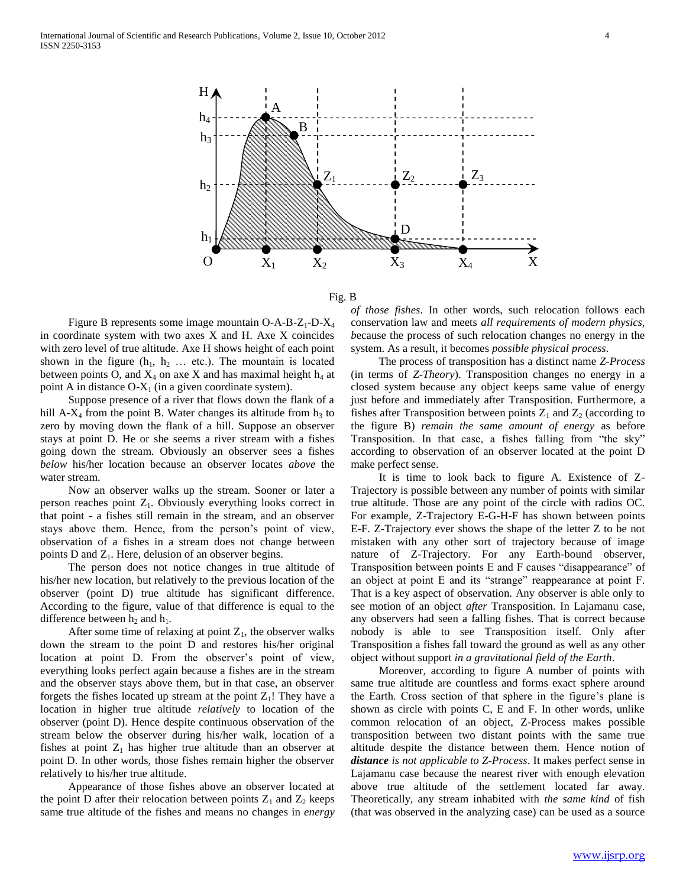H

$h_4$

$h_3$

$h_2$

$h_1$

O

A

B

$Z_1$

$Z_2$

$Z_3$

D

$X_1$

$X_2$

$X_3$

$X_4$

X

Fig. B

Figure B represents some image mountain O-A-B-$Z_1$-D-$X_4$ in coordinate system with two axes X and H. Axe X coincides with zero level of true altitude. Axe H shows height of each point shown in the figure ($h_1$, $h_2$ … etc.). The mountain is located between points O, and $X_4$ on axe X and has maximal height $h_4$ at point A in distance O-$X_1$ (in a given coordinate system).

Suppose presence of a river that flows down the flank of a hill A-$X_4$ from the point B. Water changes its altitude from $h_3$ to zero by moving down the flank of a hill. Suppose an observer stays at point D. He or she seems a river stream with a fishes going down the stream. Obviously an observer sees a fishes *below* his/her location because an observer locates *above* the water stream.

Now an observer walks up the stream. Sooner or later a person reaches point $Z_1$. Obviously everything looks correct in that point - a fishes still remain in the stream, and an observer stays above them. Hence, from the person's point of view, observation of a fishes in a stream does not change between points D and $Z_1$. Here, delusion of an observer begins.

The person does not notice changes in true altitude of his/her new location, but relatively to the previous location of the observer (point D) true altitude has significant difference. According to the figure, value of that difference is equal to the difference between $h_2$ and $h_1$.

After some time of relaxing at point $Z_1$, the observer walks down the stream to the point D and restores his/her original location at point D. From the observer's point of view, everything looks perfect again because a fishes are in the stream and the observer stays above them, but in that case, an observer forgets the fishes located up stream at the point $Z_1$! They have a location in higher true altitude *relatively* to location of the observer (point D). Hence despite continuous observation of the stream below the observer during his/her walk, location of a fishes at point $Z_1$ has higher true altitude than an observer at point D. In other words, those fishes remain higher the observer relatively to his/her true altitude.

Appearance of those fishes above an observer located at the point D after their relocation between points $Z_1$ and $Z_2$ keeps same true altitude of the fishes and means no changes in *energy of those fishes*. In other words, such relocation follows each conservation law and meets *all requirements of modern physics, b*ecause the process of such relocation changes no energy in the system. As a result, it becomes *possible physical process.*

The process of transposition has a distinct name *Z-Process* (in terms of *Z-Theory*). Transposition changes no energy in a closed system because any object keeps same value of energy just before and immediately after Transposition. Furthermore, a fishes after Transposition between points $Z_1$ and $Z_2$ (according to the figure B) *remain the same amount of energy* as before Transposition. In that case, a fishes falling from "the sky" according to observation of an observer located at the point D make perfect sense.

It is time to look back to figure A. Existence of Z-Trajectory is possible between any number of points with similar true altitude. Those are any point of the circle with radios OC. For example, Z-Trajectory E-G-H-F has shown between points E-F. Z-Trajectory ever shows the shape of the letter Z to be not mistaken with any other sort of trajectory because of image nature of Z-Trajectory. For any Earth-bound observer, Transposition between points E and F causes "disappearance" of an object at point E and its "strange" reappearance at point F. That is a key aspect of observation. Any observer is able only to see motion of an object *after* Transposition. In Lajamanu case, any observers had seen a falling fishes. That is correct because nobody is able to see Transposition itself. Only after Transposition a fishes fall toward the ground as well as any other object without support *in a gravitational field of the Earth*.

Moreover, according to figure A number of points with same true altitude are countless and forms exact sphere around the Earth. Cross section of that sphere in the figure's plane is shown as circle with points C, E and F. In other words, unlike common relocation of an object, Z-Process makes possible transposition between two distant points with the same true altitude despite the distance between them. Hence notion of ***distance*** *is not applicable to Z-Process*. It makes perfect sense in Lajamanu case because the nearest river with enough elevation above true altitude of the settlement located far away. Theoretically, any stream inhabited with *the same kind* of fish (that was observed in the analyzing case) can be used as a source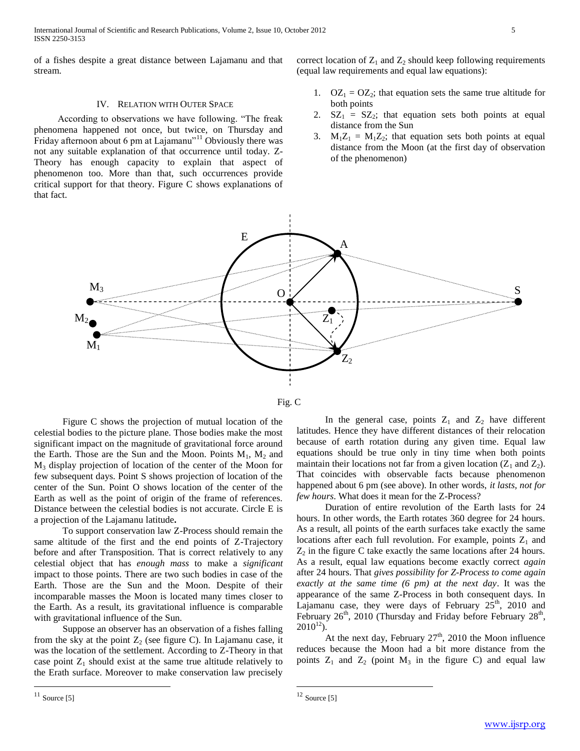of a fishes despite a great distance between Lajamanu and that stream.

## IV. Relation with Outer Space

According to observations we have following. "The freak phenomena happened not once, but twice, on Thursday and Friday afternoon about 6 pm at Lajamanu"[11] Obviously there was not any suitable explanation of that occurrence until today. Z-Theory has enough capacity to explain that aspect of phenomenon too. More than that, such occurrences provide critical support for that theory. Figure C shows explanations of that fact.

E

A

M3

O

S

M2

Z1

M1

Z2

Fig. C

Figure C shows the projection of mutual location of the celestial bodies to the picture plane. Those bodies make the most significant impact on the magnitude of gravitational force around the Earth. Those are the Sun and the Moon. Points $M_1$, $M_2$ and $M_3$ display projection of location of the center of the Moon for few subsequent days. Point S shows projection of location of the center of the Sun. Point O shows location of the center of the Earth as well as the point of origin of the frame of references. Distance between the celestial bodies is not accurate. Circle E is a projection of the Lajamanu latitude**.**

To support conservation law Z-Process should remain the same altitude of the first and the end points of Z-Trajectory before and after Transposition. That is correct relatively to any celestial object that has *enough mass* to make a *significant* impact to those points. There are two such bodies in case of the Earth. Those are the Sun and the Moon. Despite of their incomparable masses the Moon is located many times closer to the Earth. As a result, its gravitational influence is comparable with gravitational influence of the Sun.

Suppose an observer has an observation of a fishes falling from the sky at the point $Z_2$ (see figure C). In Lajamanu case, it was the location of the settlement. According to Z-Theory in that case point $Z_1$ should exist at the same true altitude relatively to the Erath surface. Moreover to make conservation law precisely correct location of $Z_1$ and $Z_2$ should keep following requirements (equal law requirements and equal law equations):

1. $OZ_1 = OZ_2$; that equation sets the same true altitude for both points
2. $SZ_1 = SZ_2$; that equation sets both points at equal distance from the Sun
3. $M_1Z_1 = M_1Z_2$; that equation sets both points at equal distance from the Moon (at the first day of observation of the phenomenon)

In the general case, points $Z_1$ and $Z_2$ have different latitudes. Hence they have different distances of their relocation because of earth rotation during any given time. Equal law equations should be true only in tiny time when both points maintain their locations not far from a given location ($Z_1$ and $Z_2$). That coincides with observable facts because phenomenon happened about 6 pm (see above). In other words, *it lasts, not for few hours*. What does it mean for the Z-Process?

Duration of entire revolution of the Earth lasts for 24 hours. In other words, the Earth rotates 360 degree for 24 hours. As a result, all points of the earth surfaces take exactly the same locations after each full revolution. For example, points $Z_1$ and $Z_2$ in the figure C take exactly the same locations after 24 hours. As a result, equal law equations become exactly correct *again* after 24 hours. That *gives possibility for Z-Process to come again exactly at the same time (6 pm) at the next day*. It was the appearance of the same Z-Process in both consequent days. In Lajamanu case, they were days of February 25th, 2010 and February 26th, 2010 (Thursday and Friday before February 28th, 2010[12]).

At the next day, February 27th, 2010 the Moon influence reduces because the Moon had a bit more distance from the points $Z_1$ and $Z_2$ (point $M_3$ in the figure C) and equal law

[11] Source [5]

[12] Source [5]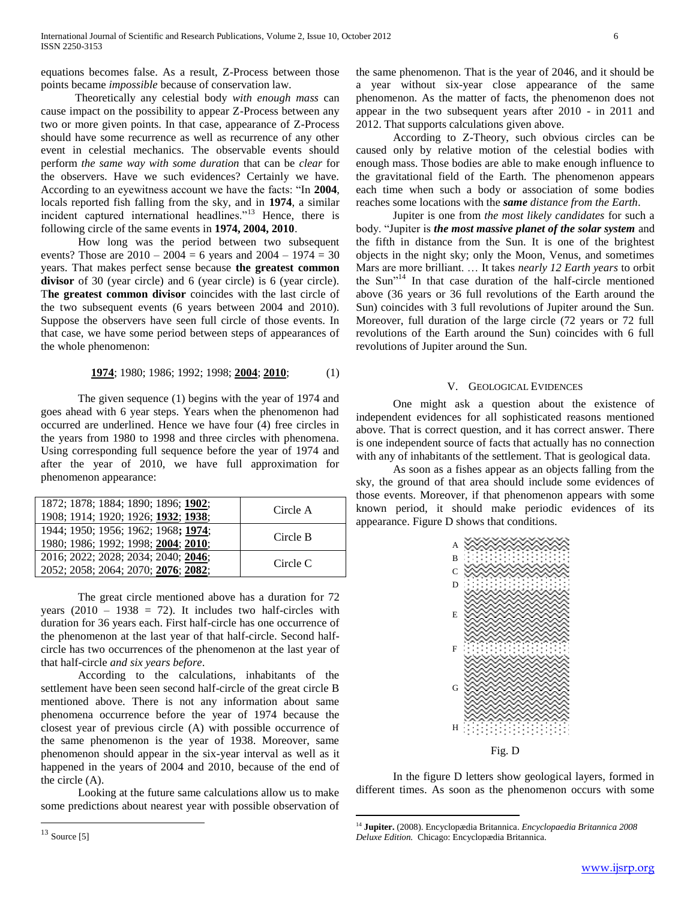equations becomes false. As a result, Z-Process between those points became *impossible* because of conservation law.

Theoretically any celestial body *with enough mass* can cause impact on the possibility to appear Z-Process between any two or more given points. In that case, appearance of Z-Process should have some recurrence as well as recurrence of any other event in celestial mechanics. The observable events should perform *the same way with some duration* that can be *clear* for the observers. Have we such evidences? Certainly we have. According to an eyewitness account we have the facts: "In **2004**, locals reported fish falling from the sky, and in **1974**, a similar incident captured international headlines."[13] Hence, there is following circle of the same events in **1974, 2004, 2010**.

How long was the period between two subsequent events? Those are 2010 – 2004 = 6 years and 2004 – 1974 = 30 years. That makes perfect sense because **the greatest common divisor** of 30 (year circle) and 6 (year circle) is 6 (year circle). T**he greatest common divisor** coincides with the last circle of the two subsequent events (6 years between 2004 and 2010). Suppose the observers have seen full circle of those events. In that case, we have some period between steps of appearances of the whole phenomenon:

**<u>1974</u>**; 1980; 1986; 1992; 1998; **<u>2004</u>**; **<u>2010</u>**; (1)

The given sequence (1) begins with the year of 1974 and goes ahead with 6 year steps. Years when the phenomenon had occurred are underlined. Hence we have four (4) free circles in the years from 1980 to 1998 and three circles with phenomena. Using corresponding full sequence before the year of 1974 and after the year of 2010, we have full approximation for phenomenon appearance:

| | |
|---|---|
| 1872; 1878; 1884; 1890; 1896; **<u>1902</u>**; 1908; 1914; 1920; 1926; **<u>1932</u>**; **<u>1938</u>**; | Circle A |
| 1944; 1950; 1956; 1962; 1968**;** **<u>1974</u>**; 1980; 1986; 1992; 1998; **<u>2004</u>**; **<u>2010</u>**; | Circle B |
| 2016; 2022; 2028; 2034; 2040; **<u>2046</u>**; 2052; 2058; 2064; 2070; **<u>2076</u>**; **<u>2082</u>**; | Circle C |

The great circle mentioned above has a duration for 72 years (2010 – 1938 = 72). It includes two half-circles with duration for 36 years each. First half-circle has one occurrence of the phenomenon at the last year of that half-circle. Second half-circle has two occurrences of the phenomenon at the last year of that half-circle *and six years before*.

According to the calculations, inhabitants of the settlement have been seen second half-circle of the great circle B mentioned above. There is not any information about same phenomena occurrence before the year of 1974 because the closest year of previous circle (A) with possible occurrence of the same phenomenon is the year of 1938. Moreover, same phenomenon should appear in the six-year interval as well as it happened in the years of 2004 and 2010, because of the end of the circle (A).

Looking at the future same calculations allow us to make some predictions about nearest year with possible observation of the same phenomenon. That is the year of 2046, and it should be a year without six-year close appearance of the same phenomenon. As the matter of facts, the phenomenon does not appear in the two subsequent years after 2010 - in 2011 and 2012. That supports calculations given above.

According to Z-Theory, such obvious circles can be caused only by relative motion of the celestial bodies with enough mass. Those bodies are able to make enough influence to the gravitational field of the Earth. The phenomenon appears each time when such a body or association of some bodies reaches some locations with the ***same** distance from the Earth*.

Jupiter is one from *the most likely candidates* for such a body. "Jupiter is ***the most massive planet of the solar system*** and the fifth in distance from the Sun. It is one of the brightest objects in the night sky; only the Moon, Venus, and sometimes Mars are more brilliant. … It takes *nearly 12 Earth years* to orbit the Sun"[14] In that case duration of the half-circle mentioned above (36 years or 36 full revolutions of the Earth around the Sun) coincides with 3 full revolutions of Jupiter around the Sun. Moreover, full duration of the large circle (72 years or 72 full revolutions of the Earth around the Sun) coincides with 6 full revolutions of Jupiter around the Sun.

## V. Geological Evidences

One might ask a question about the existence of independent evidences for all sophisticated reasons mentioned above. That is correct question, and it has correct answer. There is one independent source of facts that actually has no connection with any of inhabitants of the settlement. That is geological data.

As soon as a fishes appear as an objects falling from the sky, the ground of that area should include some evidences of those events. Moreover, if that phenomenon appears with some known period, it should make periodic evidences of its appearance. Figure D shows that conditions.

A
B
C
D
E
F
G
H

Fig. D

In the figure D letters show geological layers, formed in different times. As soon as the phenomenon occurs with some

[13] Source [5]

[14] **Jupiter.** (2008). Encyclopædia Britannica. *Encyclopaedia Britannica 2008 Deluxe Edition.* Chicago: Encyclopædia Britannica.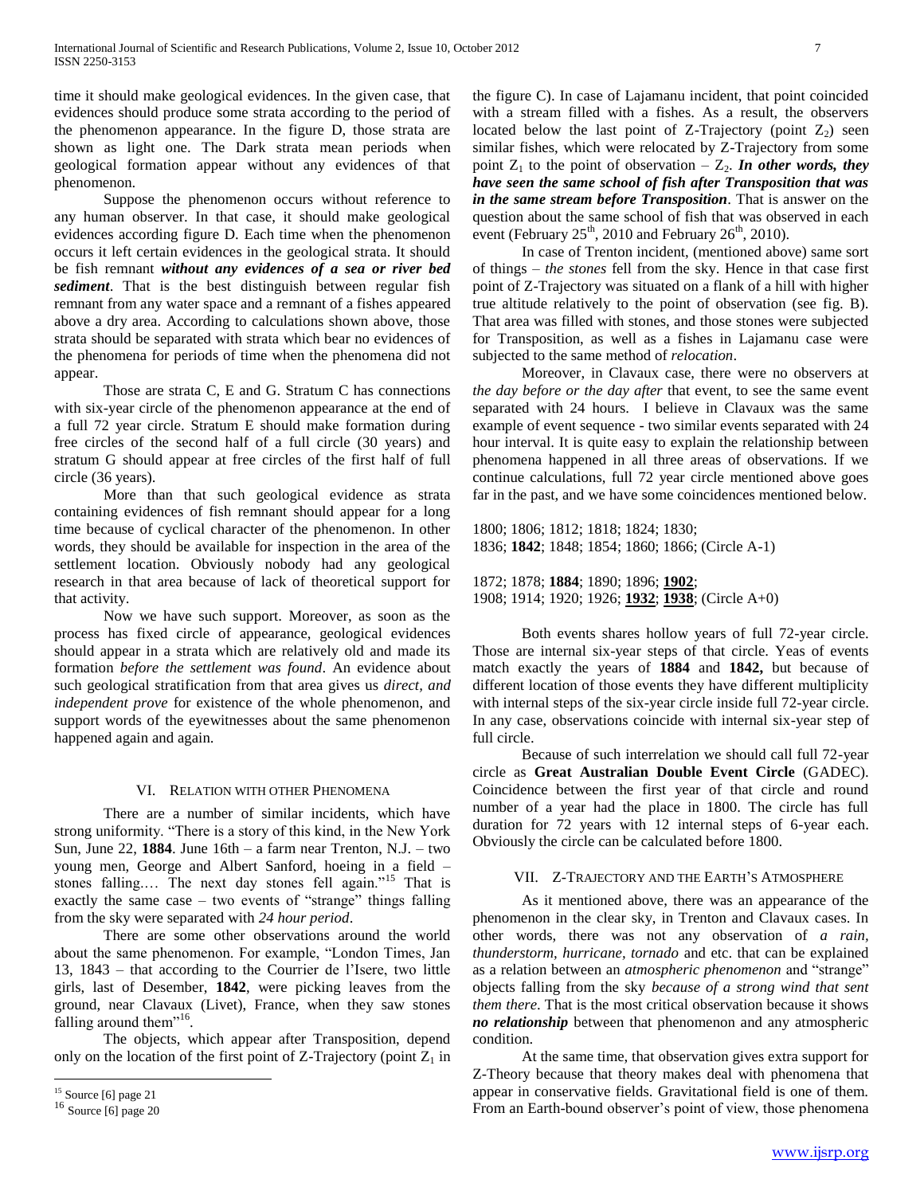time it should make geological evidences. In the given case, that evidences should produce some strata according to the period of the phenomenon appearance. In the figure D, those strata are shown as light one. The Dark strata mean periods when geological formation appear without any evidences of that phenomenon.

Suppose the phenomenon occurs without reference to any human observer. In that case, it should make geological evidences according figure D. Each time when the phenomenon occurs it left certain evidences in the geological strata. It should be fish remnant ***without any evidences of a sea or river bed sediment***. That is the best distinguish between regular fish remnant from any water space and a remnant of a fishes appeared above a dry area. According to calculations shown above, those strata should be separated with strata which bear no evidences of the phenomena for periods of time when the phenomena did not appear.

Those are strata C, E and G. Stratum C has connections with six-year circle of the phenomenon appearance at the end of a full 72 year circle. Stratum E should make formation during free circles of the second half of a full circle (30 years) and stratum G should appear at free circles of the first half of full circle (36 years).

More than that such geological evidence as strata containing evidences of fish remnant should appear for a long time because of cyclical character of the phenomenon. In other words, they should be available for inspection in the area of the settlement location. Obviously nobody had any geological research in that area because of lack of theoretical support for that activity.

Now we have such support. Moreover, as soon as the process has fixed circle of appearance, geological evidences should appear in a strata which are relatively old and made its formation *before the settlement was found*. An evidence about such geological stratification from that area gives us *direct, and independent prove* for existence of the whole phenomenon, and support words of the eyewitnesses about the same phenomenon happened again and again.

## VI. Relation with Other Phenomena

There are a number of similar incidents, which have strong uniformity. "There is a story of this kind, in the New York Sun, June 22, **1884**. June 16th – a farm near Trenton, N.J. – two young men, George and Albert Sanford, hoeing in a field – stones falling.… The next day stones fell again."[15] That is exactly the same case – two events of "strange" things falling from the sky were separated with *24 hour period*.

There are some other observations around the world about the same phenomenon. For example, "London Times, Jan 13, 1843 – that according to the Courrier de l'Isere, two little girls, last of Desember, **1842**, were picking leaves from the ground, near Clavaux (Livet), France, when they saw stones falling around them"[16].

The objects, which appear after Transposition, depend only on the location of the first point of Z-Trajectory (point $Z_1$ in the figure C). In case of Lajamanu incident, that point coincided with a stream filled with a fishes. As a result, the observers located below the last point of Z-Trajectory (point $Z_2$) seen similar fishes, which were relocated by Z-Trajectory from some point $Z_1$ to the point of observation – $Z_2$. ***In other words, they have seen the same school of fish after Transposition that was in the same stream before Transposition***. That is answer on the question about the same school of fish that was observed in each event (February 25th, 2010 and February 26th, 2010).

In case of Trenton incident, (mentioned above) same sort of things – *the stones* fell from the sky. Hence in that case first point of Z-Trajectory was situated on a flank of a hill with higher true altitude relatively to the point of observation (see fig. B). That area was filled with stones, and those stones were subjected for Transposition, as well as a fishes in Lajamanu case were subjected to the same method of *relocation*.

Moreover, in Clavaux case, there were no observers at *the day before or the day after* that event, to see the same event separated with 24 hours. I believe in Clavaux was the same example of event sequence - two similar events separated with 24 hour interval. It is quite easy to explain the relationship between phenomena happened in all three areas of observations. If we continue calculations, full 72 year circle mentioned above goes far in the past, and we have some coincidences mentioned below.

1800; 1806; 1812; 1818; 1824; 1830;
1836; **1842**; 1848; 1854; 1860; 1866; (Circle A-1)

1872; 1878; **1884**; 1890; 1896; **<u>1902</u>**;
1908; 1914; 1920; 1926; **<u>1932</u>**; **<u>1938</u>**; (Circle A+0)

Both events shares hollow years of full 72-year circle. Those are internal six-year steps of that circle. Yeas of events match exactly the years of **1884** and **1842,** but because of different location of those events they have different multiplicity with internal steps of the six-year circle inside full 72-year circle. In any case, observations coincide with internal six-year step of full circle.

Because of such interrelation we should call full 72-year circle as **Great Australian Double Event Circle** (GADEC). Coincidence between the first year of that circle and round number of a year had the place in 1800. The circle has full duration for 72 years with 12 internal steps of 6-year each. Obviously the circle can be calculated before 1800.

## VII. Z-Trajectory and the Earth's Atmosphere

As it mentioned above, there was an appearance of the phenomenon in the clear sky, in Trenton and Clavaux cases. In other words, there was not any observation of *a rain, thunderstorm, hurricane, tornado* and etc. that can be explained as a relation between an *atmospheric phenomenon* and "strange" objects falling from the sky *because of a strong wind that sent them there*. That is the most critical observation because it shows ***no relationship*** between that phenomenon and any atmospheric condition.

At the same time, that observation gives extra support for Z-Theory because that theory makes deal with phenomena that appear in conservative fields. Gravitational field is one of them. From an Earth-bound observer's point of view, those phenomena

[15] Source [6] page 21

[16] Source [6] page 20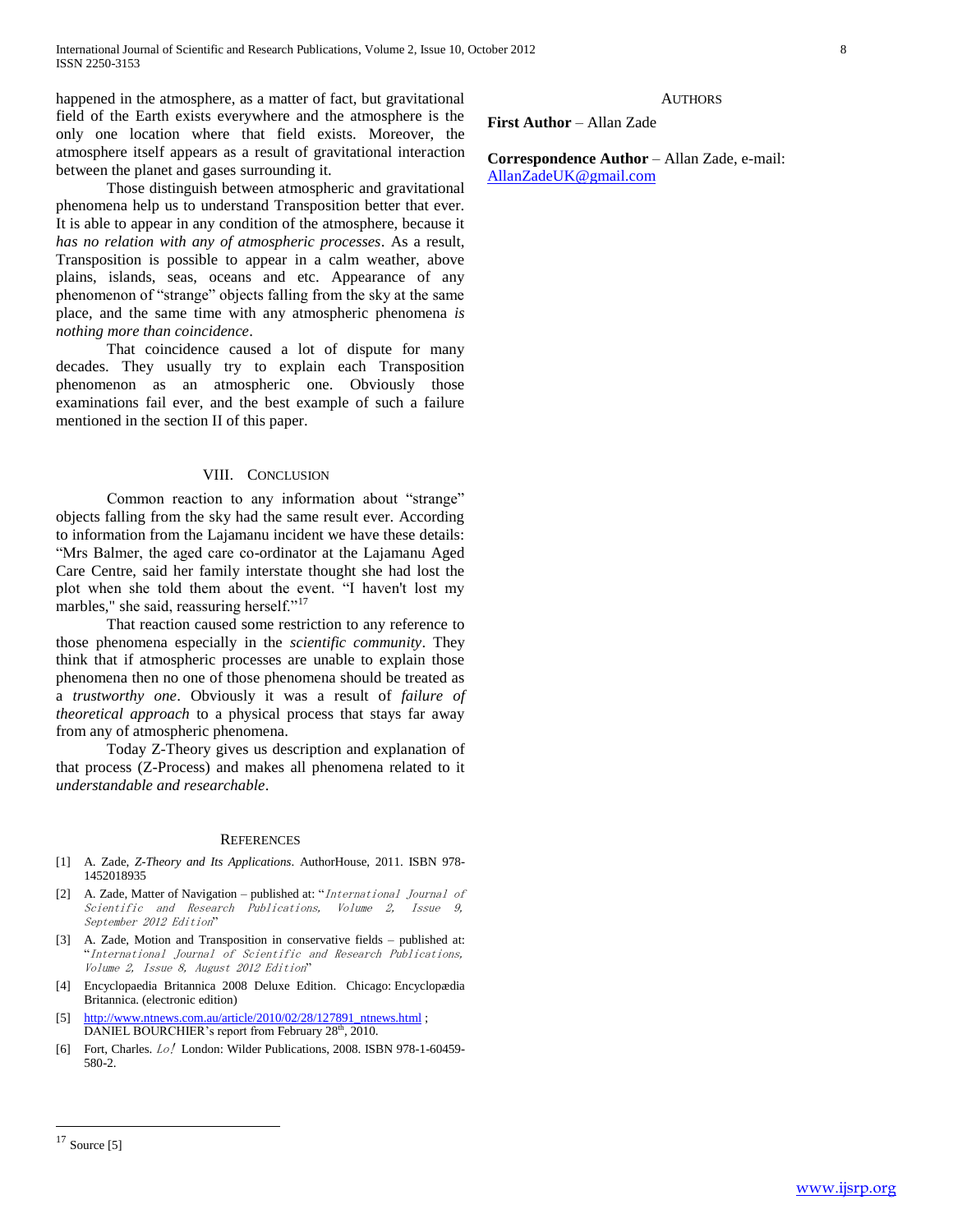happened in the atmosphere, as a matter of fact, but gravitational field of the Earth exists everywhere and the atmosphere is the only one location where that field exists. Moreover, the atmosphere itself appears as a result of gravitational interaction between the planet and gases surrounding it.

Those distinguish between atmospheric and gravitational phenomena help us to understand Transposition better that ever. It is able to appear in any condition of the atmosphere, because it *has no relation with any of atmospheric processes*. As a result, Transposition is possible to appear in a calm weather, above plains, islands, seas, oceans and etc. Appearance of any phenomenon of "strange" objects falling from the sky at the same place, and the same time with any atmospheric phenomena *is nothing more than coincidence*.

That coincidence caused a lot of dispute for many decades. They usually try to explain each Transposition phenomenon as an atmospheric one. Obviously those examinations fail ever, and the best example of such a failure mentioned in the section II of this paper.

## VIII. Conclusion

Common reaction to any information about "strange" objects falling from the sky had the same result ever. According to information from the Lajamanu incident we have these details: "Mrs Balmer, the aged care co-ordinator at the Lajamanu Aged Care Centre, said her family interstate thought she had lost the plot when she told them about the event. "I haven't lost my marbles," she said, reassuring herself."[17]

That reaction caused some restriction to any reference to those phenomena especially in the *scientific community*. They think that if atmospheric processes are unable to explain those phenomena then no one of those phenomena should be treated as a *trustworthy one*. Obviously it was a result of *failure of theoretical approach* to a physical process that stays far away from any of atmospheric phenomena.

Today Z-Theory gives us description and explanation of that process (Z-Process) and makes all phenomena related to it *understandable and researchable*.

## References

[1] A. Zade, *Z-Theory and Its Applications*. AuthorHouse, 2011. ISBN 978-1452018935

[2] A. Zade, Matter of Navigation – published at: "*International Journal of Scientific and Research Publications, Volume 2, Issue 9, September 2012 Edition*"

[3] A. Zade, Motion and Transposition in conservative fields – published at: "*International Journal of Scientific and Research Publications, Volume 2, Issue 8, August 2012 Edition*"

[4] Encyclopaedia Britannica 2008 Deluxe Edition. Chicago: Encyclopædia Britannica. (electronic edition)

[5] http://www.ntnews.com.au/article/2010/02/28/127891_ntnews.html ; DANIEL BOURCHIER's report from February 28th, 2010.

[6] Fort, Charles. *Lo!* London: Wilder Publications, 2008. ISBN 978-1-60459-580-2.

## Authors

**First Author** – Allan Zade

**Correspondence Author** – Allan Zade, e-mail: AllanZadeUK@gmail.com

[17] Source [5]